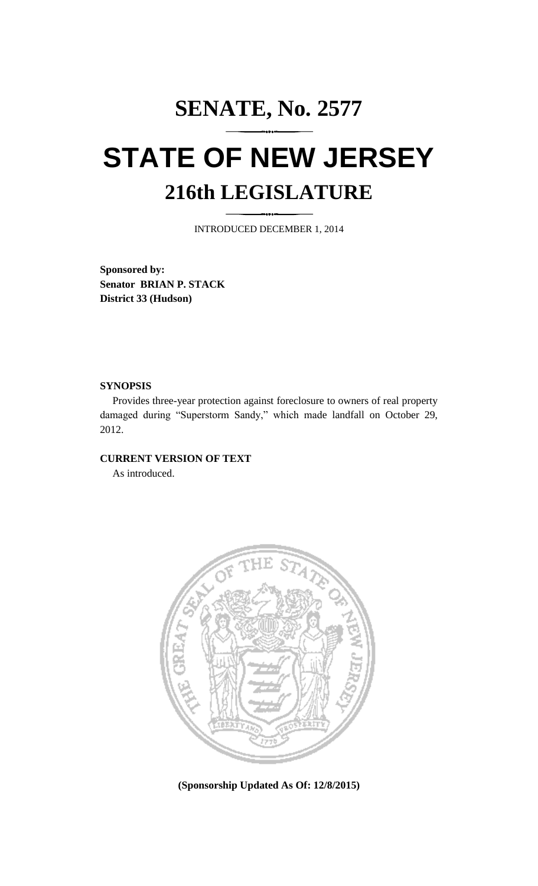# SENATE, No. 2577

# STATE OF NEW JERSEY

## 216th LEGISLATURE

INTRODUCED DECEMBER 1, 2014

**Sponsored by:**
**Senator BRIAN P. STACK**
**District 33 (Hudson)**

**SYNOPSIS**

Provides three-year protection against foreclosure to owners of real property damaged during "Superstorm Sandy," which made landfall on October 29, 2012.

**CURRENT VERSION OF TEXT**

As introduced.

**(Sponsorship Updated As Of: 12/8/2015)**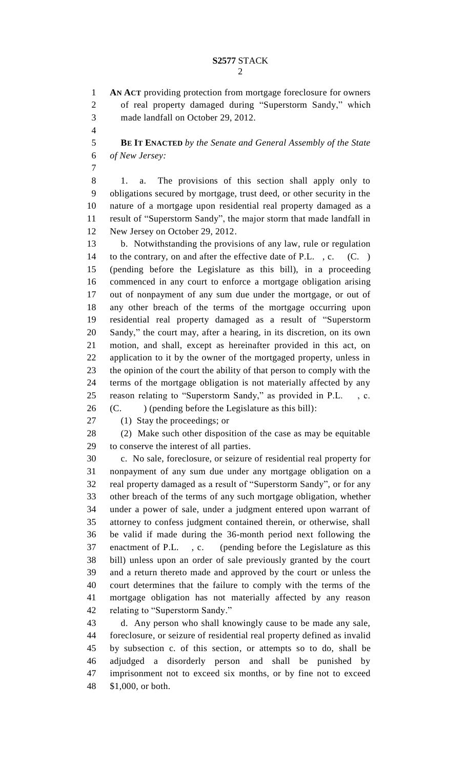**AN ACT** providing protection from mortgage foreclosure for owners of real property damaged during "Superstorm Sandy," which made landfall on October 29, 2012.

**BE IT ENACTED** *by the Senate and General Assembly of the State of New Jersey:*

1. a. The provisions of this section shall apply only to obligations secured by mortgage, trust deed, or other security in the nature of a mortgage upon residential real property damaged as a result of "Superstorm Sandy", the major storm that made landfall in New Jersey on October 29, 2012.

b. Notwithstanding the provisions of any law, rule or regulation to the contrary, on and after the effective date of P.L. , c. (C. ) (pending before the Legislature as this bill), in a proceeding commenced in any court to enforce a mortgage obligation arising out of nonpayment of any sum due under the mortgage, or out of any other breach of the terms of the mortgage occurring upon residential real property damaged as a result of "Superstorm Sandy," the court may, after a hearing, in its discretion, on its own motion, and shall, except as hereinafter provided in this act, on application to it by the owner of the mortgaged property, unless in the opinion of the court the ability of that person to comply with the terms of the mortgage obligation is not materially affected by any reason relating to "Superstorm Sandy," as provided in P.L. , c. (C. ) (pending before the Legislature as this bill):

(1) Stay the proceedings; or

(2) Make such other disposition of the case as may be equitable to conserve the interest of all parties.

c. No sale, foreclosure, or seizure of residential real property for nonpayment of any sum due under any mortgage obligation on a real property damaged as a result of "Superstorm Sandy", or for any other breach of the terms of any such mortgage obligation, whether under a power of sale, under a judgment entered upon warrant of attorney to confess judgment contained therein, or otherwise, shall be valid if made during the 36-month period next following the enactment of P.L. , c. (pending before the Legislature as this bill) unless upon an order of sale previously granted by the court and a return thereto made and approved by the court or unless the court determines that the failure to comply with the terms of the mortgage obligation has not materially affected by any reason relating to "Superstorm Sandy."

d. Any person who shall knowingly cause to be made any sale, foreclosure, or seizure of residential real property defined as invalid by subsection c. of this section, or attempts so to do, shall be adjudged a disorderly person and shall be punished by imprisonment not to exceed six months, or by fine not to exceed $1,000, or both.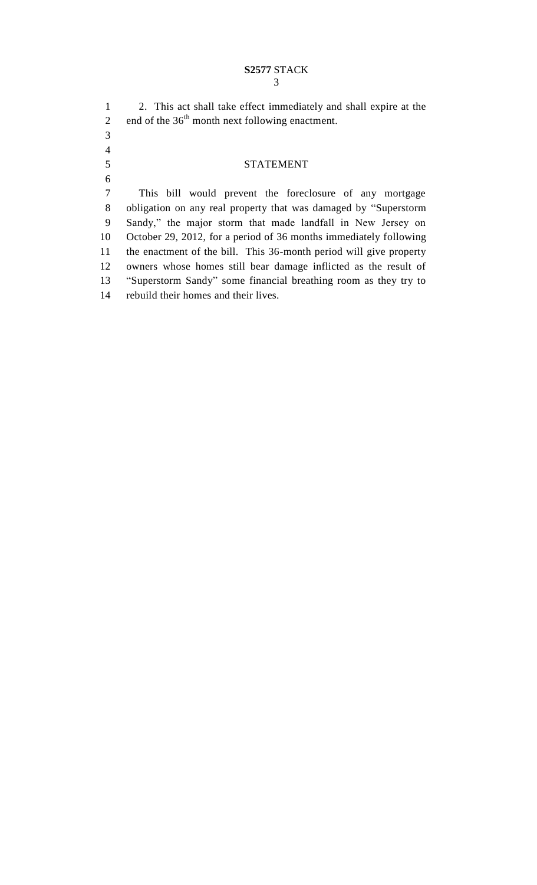2. This act shall take effect immediately and shall expire at the end of the $36^{th}$ month next following enactment.

## STATEMENT

This bill would prevent the foreclosure of any mortgage obligation on any real property that was damaged by "Superstorm Sandy," the major storm that made landfall in New Jersey on October 29, 2012, for a period of 36 months immediately following the enactment of the bill. This 36-month period will give property owners whose homes still bear damage inflicted as the result of "Superstorm Sandy" some financial breathing room as they try to rebuild their homes and their lives.